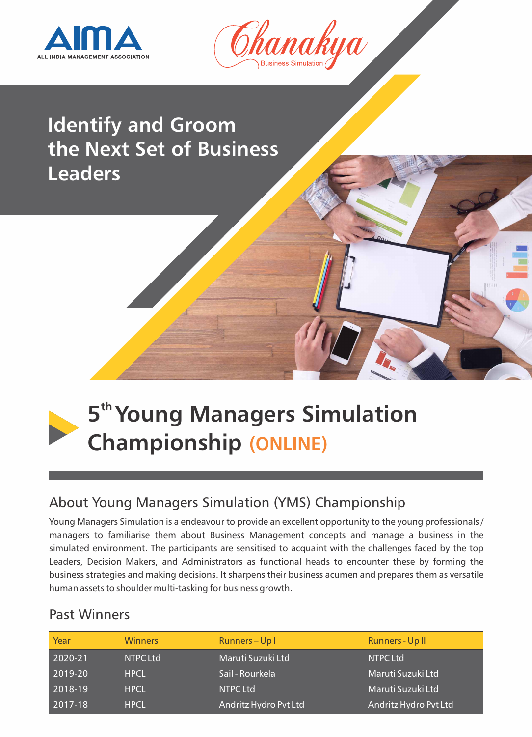AIMA
ALL INDIA MANAGEMENT ASSOCIATION

Chanakya
Business Simulation

# Identify and Groom the Next Set of Business Leaders

# 5th Young Managers Simulation Championship (ONLINE)

## About Young Managers Simulation (YMS) Championship

Young Managers Simulation is a endeavour to provide an excellent opportunity to the young professionals / managers to familiarise them about Business Management concepts and manage a business in the simulated environment. The participants are sensitised to acquaint with the challenges faced by the top Leaders, Decision Makers, and Administrators as functional heads to encounter these by forming the business strategies and making decisions. It sharpens their business acumen and prepares them as versatile human assets to shoulder multi-tasking for business growth.

## Past Winners

| Year | Winners | Runners – Up I | Runners - Up II |
|---|---|---|---|
| 2020-21 | NTPC Ltd | Maruti Suzuki Ltd | NTPC Ltd |
| 2019-20 | HPCL | Sail - Rourkela | Maruti Suzuki Ltd |
| 2018-19 | HPCL | NTPC Ltd | Maruti Suzuki Ltd |
| 2017-18 | HPCL | Andritz Hydro Pvt Ltd | Andritz Hydro Pvt Ltd |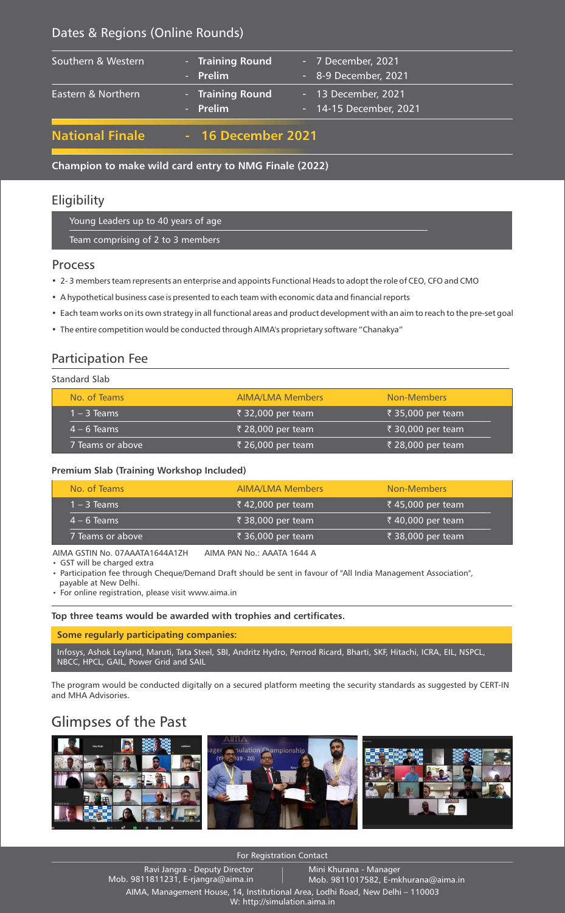## Dates & Regions (Online Rounds)

| | | |
|---|---|---|
| Southern & Western | - **Training Round** | - 7 December, 2021 |
| | - **Prelim** | - 8-9 December, 2021 |
| Eastern & Northern | - **Training Round** | - 13 December, 2021 |
| | - **Prelim** | - 14-15 December, 2021 |

**National Finale - 16 December 2021**

**Champion to make wild card entry to NMG Finale (2022)**

## Eligibility

- Young Leaders up to 40 years of age
- Team comprising of 2 to 3 members

## Process

- 2- 3 members team represents an enterprise and appoints Functional Heads to adopt the role of CEO, CFO and CMO
- A hypothetical business case is presented to each team with economic data and financial reports
- Each team works on its own strategy in all functional areas and product development with an aim to reach to the pre-set goal
- The entire competition would be conducted through AIMA's proprietary software "Chanakya"

## Participation Fee

Standard Slab

| No. of Teams | AIMA/LMA Members | Non-Members |
|---|---|---|
| 1 – 3 Teams | ₹ 32,000 per team | ₹ 35,000 per team |
| 4 – 6 Teams | ₹ 28,000 per team | ₹ 30,000 per team |
| 7 Teams or above | ₹ 26,000 per team | ₹ 28,000 per team |

**Premium Slab (Training Workshop Included)**

| No. of Teams | AIMA/LMA Members | Non-Members |
|---|---|---|
| 1 – 3 Teams | ₹ 42,000 per team | ₹ 45,000 per team |
| 4 – 6 Teams | ₹ 38,000 per team | ₹ 40,000 per team |
| 7 Teams or above | ₹ 36,000 per team | ₹ 38,000 per team |

AIMA GSTIN No. 07AAATA1644A1ZH AIMA PAN No.: AAATA 1644 A

- GST will be charged extra
- Participation fee through Cheque/Demand Draft should be sent in favour of "All India Management Association", payable at New Delhi.
- For online registration, please visit www.aima.in

**Top three teams would be awarded with trophies and certificates.**

**Some regularly participating companies:**

Infosys, Ashok Leyland, Maruti, Tata Steel, SBI, Andritz Hydro, Pernod Ricard, Bharti, SKF, Hitachi, ICRA, EIL, NSPCL, NBCC, HPCL, GAIL, Power Grid and SAIL

The program would be conducted digitally on a secured platform meeting the security standards as suggested by CERT-IN and MHA Advisories.

## Glimpses of the Past

For Registration Contact

Ravi Jangra - Deputy Director
Mob. 9811811231, E-rjangra@aima.in

Mini Khurana - Manager
Mob. 9811017582, E-mkhurana@aima.in

AIMA, Management House, 14, Institutional Area, Lodhi Road, New Delhi – 110003
W: http://simulation.aima.in